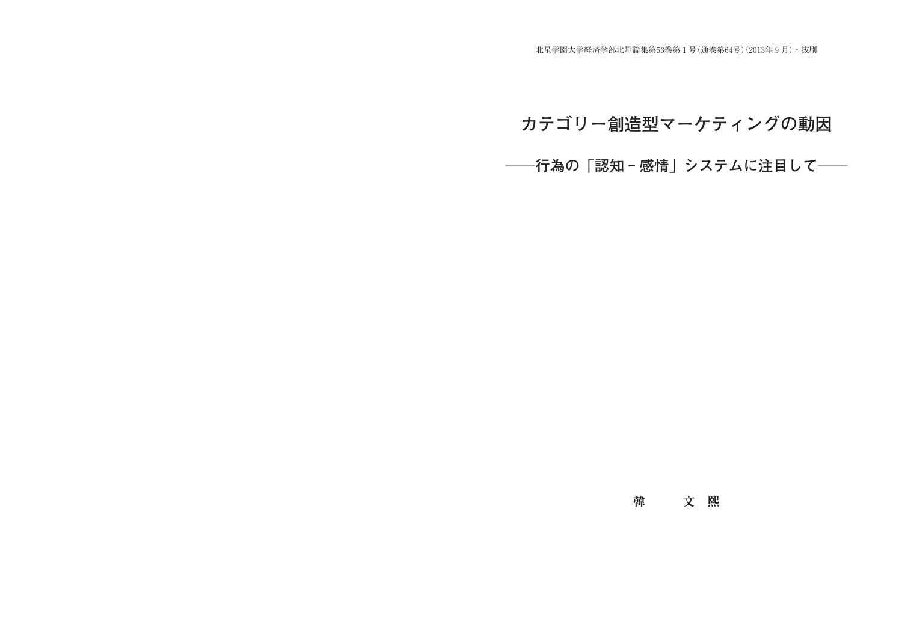北星学園大学経済学部北星論集第53巻第１号(通巻第64号)(2013年９月)・抜刷

# カテゴリー創造型マーケティングの動因

## ――行為の「認知－感情」システムに注目して――

韓　　文熙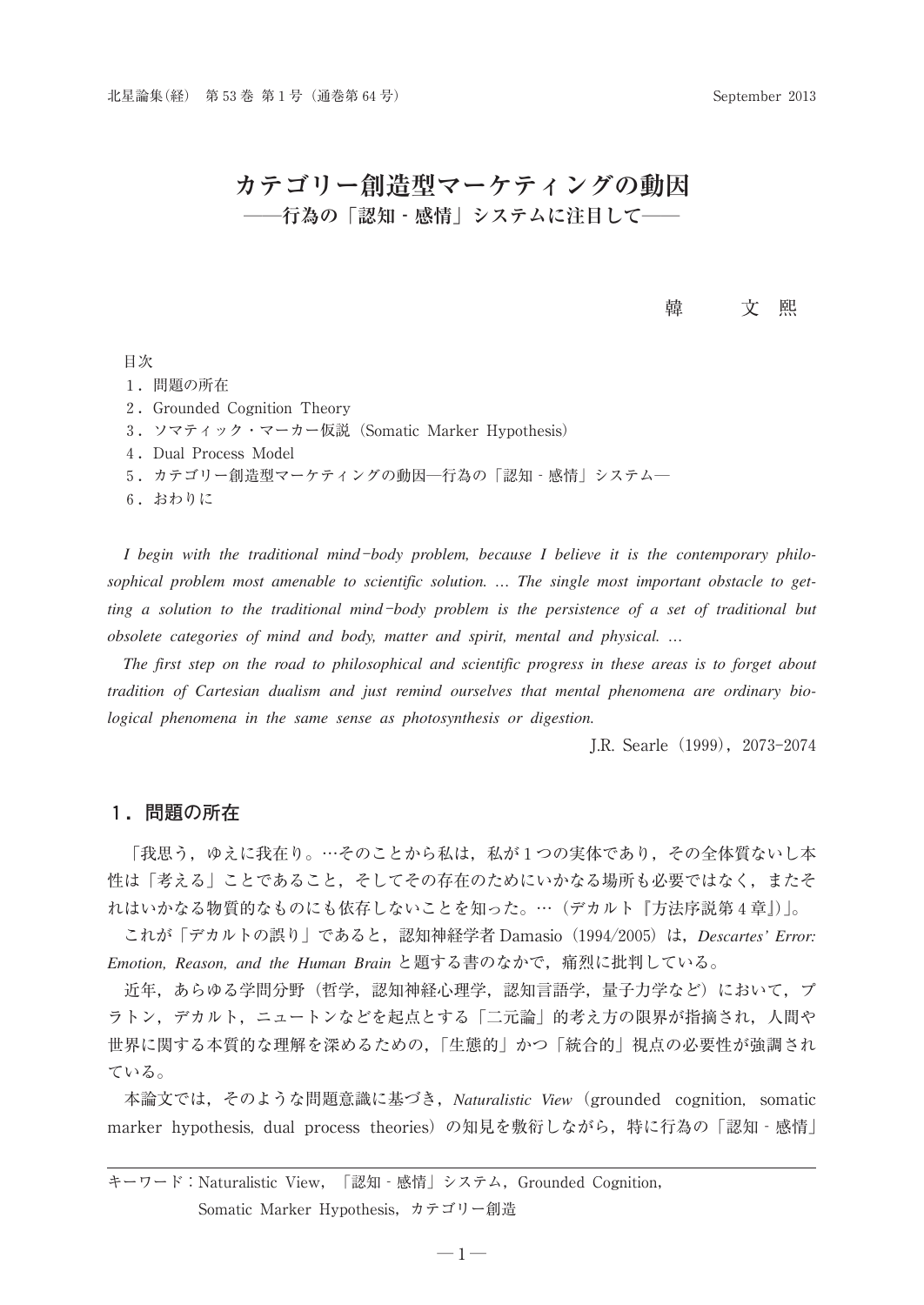# カテゴリー創造型マーケティングの動因
## ――行為の「認知 - 感情」システムに注目して――

韓　　文 熙

目次

1．問題の所在
2．Grounded Cognition Theory
3．ソマティック・マーカー仮説（Somatic Marker Hypothesis）
4．Dual Process Model
5．カテゴリー創造型マーケティングの動因―行為の「認知 - 感情」システム―
6．おわりに

*I begin with the traditional mind-body problem, because I believe it is the contemporary philosophical problem most amenable to scientific solution. … The single most important obstacle to getting a solution to the traditional mind-body problem is the persistence of a set of traditional but obsolete categories of mind and body, matter and spirit, mental and physical. …*

*The first step on the road to philosophical and scientific progress in these areas is to forget about tradition of Cartesian dualism and just remind ourselves that mental phenomena are ordinary biological phenomena in the same sense as photosynthesis or digestion.*

J.R. Searle（1999），2073-2074

## 1．問題の所在

「我思う，ゆえに我在り。…そのことから私は，私が１つの実体であり，その全体質ないし本性は「考える」ことであること，そしてその存在のためにいかなる場所も必要ではなく，またそれはいかなる物質的なものにも依存しないことを知った。…（デカルト『方法序説第４章』）」。

これが「デカルトの誤り」であると，認知神経学者 Damasio（1994/2005）は，*Descartes' Error: Emotion, Reason, and the Human Brain* と題する書のなかで，痛烈に批判している。

近年，あらゆる学問分野（哲学，認知神経心理学，認知言語学，量子力学など）において，プラトン，デカルト，ニュートンなどを起点とする「二元論」的考え方の限界が指摘され，人間や世界に関する本質的な理解を深めるための，「生態的」かつ「統合的」視点の必要性が強調されている。

本論文では，そのような問題意識に基づき，*Naturalistic View*（grounded cognition, somatic marker hypothesis, dual process theories）の知見を敷衍しながら，特に行為の「認知 - 感情」

キーワード：Naturalistic View，「認知 - 感情」システム，Grounded Cognition，Somatic Marker Hypothesis，カテゴリー創造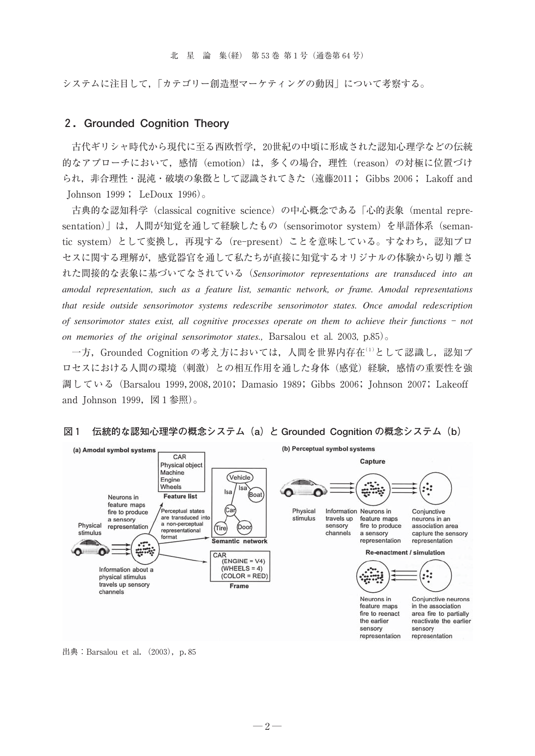システムに注目して，「カテゴリー創造型マーケティングの動因」について考察する。

## 2．Grounded Cognition Theory

古代ギリシャ時代から現代に至る西欧哲学，20世紀の中頃に形成された認知心理学などの伝統的なアプローチにおいて，感情（emotion）は，多くの場合，理性（reason）の対極に位置づけられ，非合理性・混沌・破壊の象徴として認識されてきた（遠藤2011； Gibbs 2006； Lakoff and Johnson 1999； LeDoux 1996）。

古典的な認知科学（classical cognitive science）の中心概念である「心的表象（mental representation）」は，人間が知覚を通して経験したもの（sensorimotor system）を単語体系（semantic system）として変換し，再現する（re-present）ことを意味している。すなわち，認知プロセスに関する理解が，感覚器官を通して私たちが直接に知覚するオリジナルの体験から切り離された間接的な表象に基づいてなされている（*Sensorimotor representations are transduced into an amodal representation, such as a feature list, semantic network, or frame. Amodal representations that reside outside sensorimotor systems redescribe sensorimotor states. Once amodal redescription of sensorimotor states exist, all cognitive processes operate on them to achieve their functions - not on memories of the original sensorimotor states.,* Barsalou et al. 2003, p.85）。

一方，Grounded Cognition の考え方においては，人間を世界内存在[(1)]として認識し，認知プロセスにおける人間の環境（刺激）との相互作用を通した身体（感覚）経験，感情の重要性を強調している（Barsalou 1999, 2008, 2010；Damasio 1989；Gibbs 2006；Johnson 2007；Lakeoff and Johnson 1999，図１参照）。

**図１　伝統的な認知心理学の概念システム（a）と Grounded Cognition の概念システム（b）**

出典：Barsalou et al.（2003），p. 85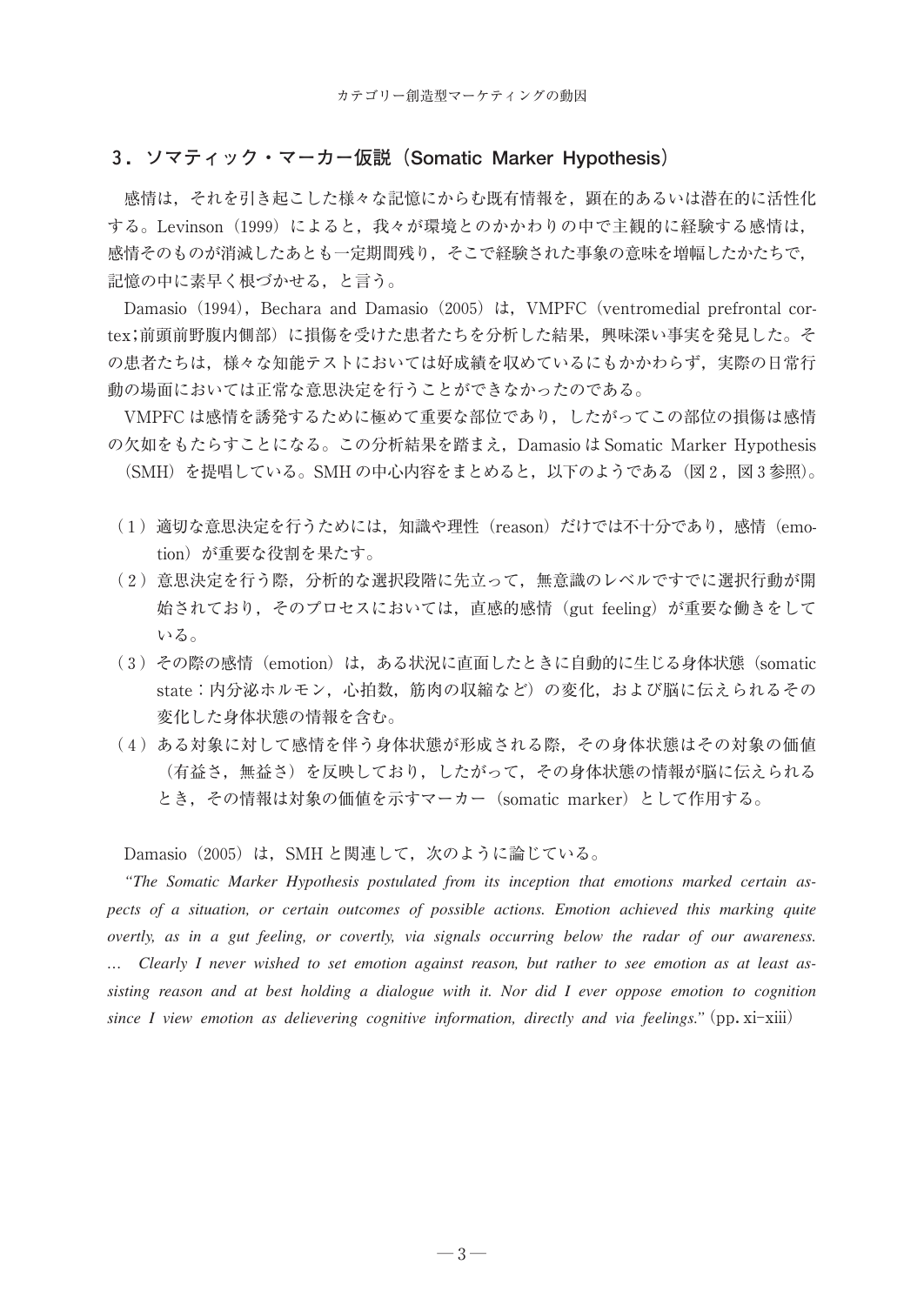## 3．ソマティック・マーカー仮説（Somatic Marker Hypothesis）

感情は，それを引き起こした様々な記憶にからむ既有情報を，顕在的あるいは潜在的に活性化する。Levinson（1999）によると，我々が環境とのかかわりの中で主観的に経験する感情は，感情そのものが消滅したあとも一定期間残り，そこで経験された事象の意味を増幅したかたちで，記憶の中に素早く根づかせる，と言う。

Damasio（1994），Bechara and Damasio（2005）は，VMPFC（ventromedial prefrontal cortex;前頭前野腹内側部）に損傷を受けた患者たちを分析した結果，興味深い事実を発見した。その患者たちは，様々な知能テストにおいては好成績を収めているにもかかわらず，実際の日常行動の場面においては正常な意思決定を行うことができなかったのである。

VMPFC は感情を誘発するために極めて重要な部位であり，したがってこの部位の損傷は感情の欠如をもたらすことになる。この分析結果を踏まえ，Damasio は Somatic Marker Hypothesis（SMH）を提唱している。SMH の中心内容をまとめると，以下のようである（図2，図3参照）。

（1）適切な意思決定を行うためには，知識や理性（reason）だけでは不十分であり，感情（emotion）が重要な役割を果たす。

（2）意思決定を行う際，分析的な選択段階に先立って，無意識のレベルですでに選択行動が開始されており，そのプロセスにおいては，直感的感情（gut feeling）が重要な働きをしている。

（3）その際の感情（emotion）は，ある状況に直面したときに自動的に生じる身体状態（somatic state：内分泌ホルモン，心拍数，筋肉の収縮など）の変化，および脳に伝えられるその変化した身体状態の情報を含む。

（4）ある対象に対して感情を伴う身体状態が形成される際，その身体状態はその対象の価値（有益さ，無益さ）を反映しており，したがって，その身体状態の情報が脳に伝えられるとき，その情報は対象の価値を示すマーカー（somatic marker）として作用する。

Damasio（2005）は，SMH と関連して，次のように論じている。

*"The Somatic Marker Hypothesis postulated from its inception that emotions marked certain aspects of a situation, or certain outcomes of possible actions. Emotion achieved this marking quite overtly, as in a gut feeling, or covertly, via signals occurring below the radar of our awareness. … Clearly I never wished to set emotion against reason, but rather to see emotion as at least assisting reason and at best holding a dialogue with it. Nor did I ever oppose emotion to cognition since I view emotion as delievering cognitive information, directly and via feelings."*（pp. xi-xiii）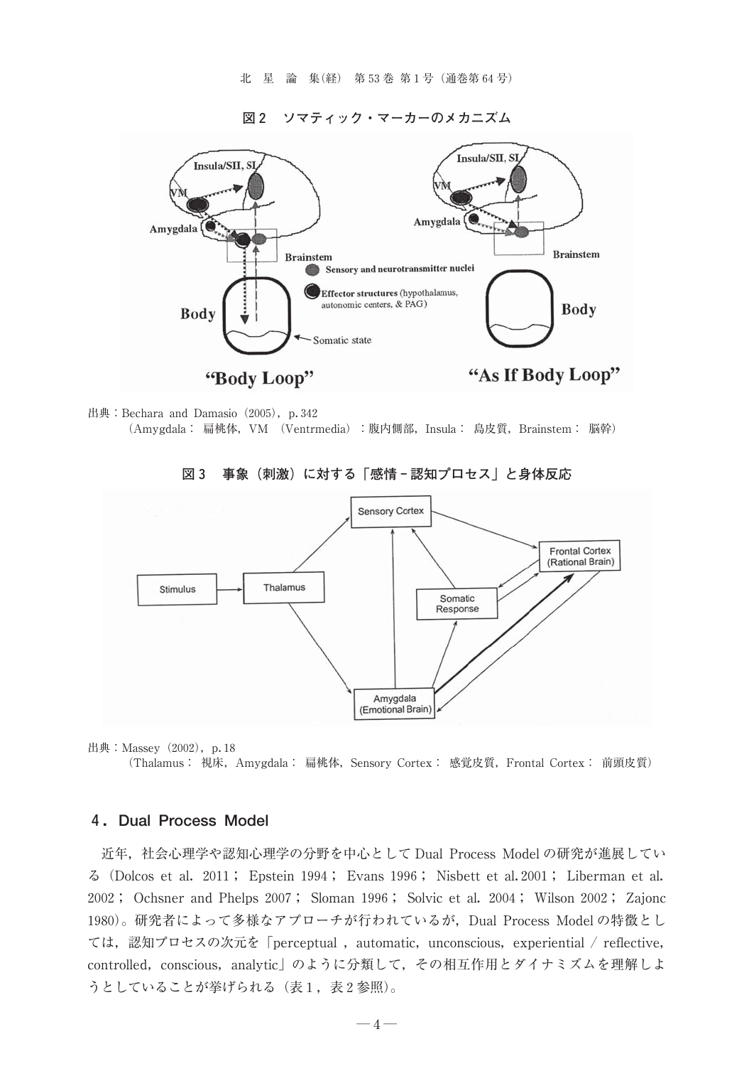**図2　ソマティック・マーカーのメカニズム**

出典：Bechara and Damasio (2005), p. 342
（Amygdala： 扁桃体，VM （Ventrmedia）：腹内側部，Insula： 島皮質，Brainstem： 脳幹）

**図3　事象（刺激）に対する「感情－認知プロセス」と身体反応**

出典：Massey (2002), p. 18
（Thalamus： 視床，Amygdala： 扁桃体，Sensory Cortex： 感覚皮質，Frontal Cortex： 前頭皮質）

## 4．Dual Process Model

近年，社会心理学や認知心理学の分野を中心として Dual Process Model の研究が進展している（Dolcos et al. 2011； Epstein 1994； Evans 1996； Nisbett et al. 2001； Liberman et al. 2002； Ochsner and Phelps 2007； Sloman 1996； Solvic et al. 2004； Wilson 2002； Zajonc 1980)。研究者によって多様なアプローチが行われているが，Dual Process Model の特徴としては，認知プロセスの次元を「perceptual , automatic, unconscious, experiential / reflective, controlled, conscious, analytic」のように分類して，その相互作用とダイナミズムを理解しようとしていることが挙げられる（表1，表2参照)。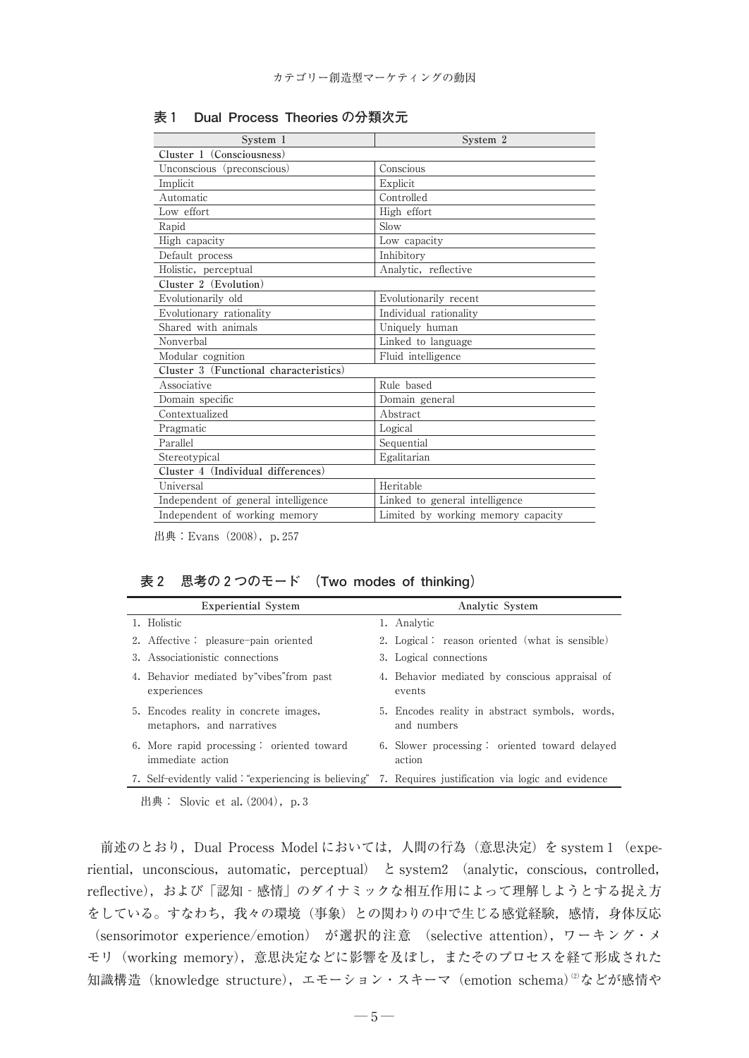**表1　Dual Process Theories の分類次元**

| System 1 | System 2 |
|---|---|
| **Cluster 1（Consciousness）** | |
| Unconscious（preconscious） | Conscious |
| Implicit | Explicit |
| Automatic | Controlled |
| Low effort | High effort |
| Rapid | Slow |
| High capacity | Low capacity |
| Default process | Inhibitory |
| Holistic, perceptual | Analytic, reflective |
| **Cluster 2（Evolution）** | |
| Evolutionarily old | Evolutionarily recent |
| Evolutionary rationality | Individual rationality |
| Shared with animals | Uniquely human |
| Nonverbal | Linked to language |
| Modular cognition | Fluid intelligence |
| **Cluster 3（Functional characteristics）** | |
| Associative | Rule based |
| Domain specific | Domain general |
| Contextualized | Abstract |
| Pragmatic | Logical |
| Parallel | Sequential |
| Stereotypical | Egalitarian |
| **Cluster 4（Individual differences）** | |
| Universal | Heritable |
| Independent of general intelligence | Linked to general intelligence |
| Independent of working memory | Limited by working memory capacity |

出典：Evans（2008），p. 257

**表2　思考の2つのモード（Two modes of thinking）**

| Experiential System | Analytic System |
|---|---|
| 1. Holistic | 1. Analytic |
| 2. Affective： pleasure-pain oriented | 2. Logical： reason oriented（what is sensible） |
| 3. Associationistic connections | 3. Logical connections |
| 4. Behavior mediated by"vibes"from past experiences | 4. Behavior mediated by conscious appraisal of events |
| 5. Encodes reality in concrete images, metaphors, and narratives | 5. Encodes reality in abstract symbols, words, and numbers |
| 6. More rapid processing： oriented toward immediate action | 6. Slower processing： oriented toward delayed action |
| 7. Self-evidently valid："experiencing is believing" | 7. Requires justification via logic and evidence |

出典： Slovic et al.（2004），p. 3

前述のとおり，Dual Process Model においては，人間の行為（意思決定）を system 1（experiential, unconscious, automatic, perceptual）と system2（analytic, conscious, controlled, reflective），および「認知 - 感情」のダイナミックな相互作用によって理解しようとする捉え方をしている。すなわち，我々の環境（事象）との関わりの中で生じる感覚経験，感情，身体反応（sensorimotor experience/emotion）が選択的注意（selective attention），ワーキング・メモリ（working memory），意思決定などに影響を及ぼし，またそのプロセスを経て形成された知識構造（knowledge structure），エモーション・スキーマ（emotion schema）[2]などが感情や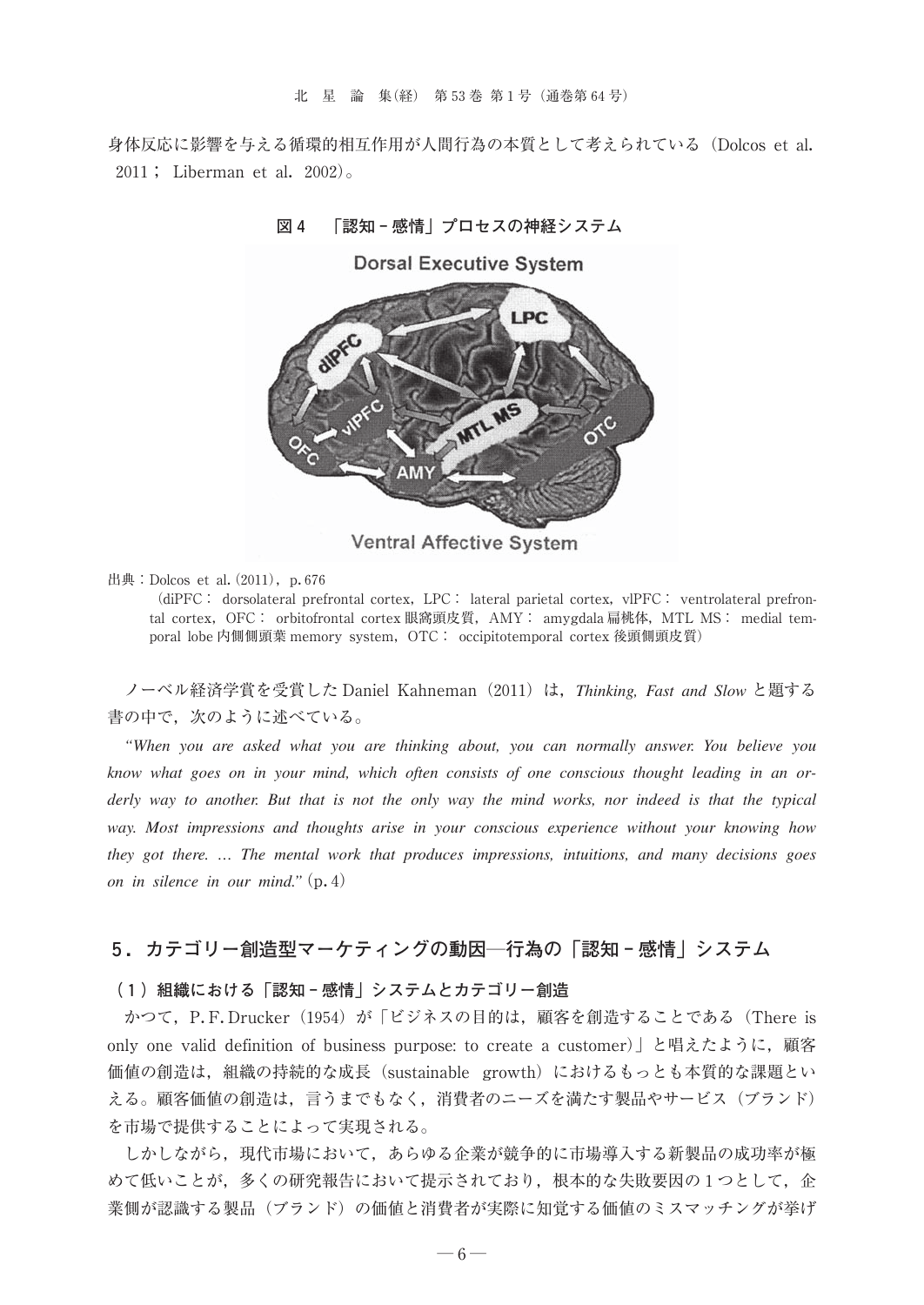身体反応に影響を与える循環的相互作用が人間行為の本質として考えられている（Dolcos et al. 2011； Liberman et al. 2002）。

**図４　「認知－感情」プロセスの神経システム**

Dorsal Executive System

dlPFC　LPC　vlPFC　OFC　AMY　MTL MS　OTC

Ventral Affective System

出典：Dolcos et al.（2011），p. 676

（dlPFC： dorsolateral prefrontal cortex，LPC： lateral parietal cortex，vlPFC： ventrolateral prefrontal cortex，OFC： orbitofrontal cortex 眼窩頭皮質，AMY： amygdala 扁桃体，MTL MS： medial temporal lobe 内側側頭葉 memory system，OTC： occipitotemporal cortex 後頭側頭皮質）

ノーベル経済学賞を受賞した Daniel Kahneman（2011）は，*Thinking, Fast and Slow* と題する書の中で，次のように述べている。

*"When you are asked what you are thinking about, you can normally answer. You believe you know what goes on in your mind, which often consists of one conscious thought leading in an orderly way to another. But that is not the only way the mind works, nor indeed is that the typical way. Most impressions and thoughts arise in your conscious experience without your knowing how they got there. … The mental work that produces impressions, intuitions, and many decisions goes on in silence in our mind."* (p. 4)

## ５．カテゴリー創造型マーケティングの動因─行為の「認知－感情」システム

### （１）組織における「認知－感情」システムとカテゴリー創造

かつて，P. F. Drucker（1954）が「ビジネスの目的は，顧客を創造することである（There is only one valid definition of business purpose: to create a customer）」と唱えたように，顧客価値の創造は，組織の持続的な成長（sustainable growth）におけるもっとも本質的な課題といえる。顧客価値の創造は，言うまでもなく，消費者のニーズを満たす製品やサービス（ブランド）を市場で提供することによって実現される。

しかしながら，現代市場において，あらゆる企業が競争的に市場導入する新製品の成功率が極めて低いことが，多くの研究報告において提示されており，根本的な失敗要因の１つとして，企業側が認識する製品（ブランド）の価値と消費者が実際に知覚する価値のミスマッチングが挙げ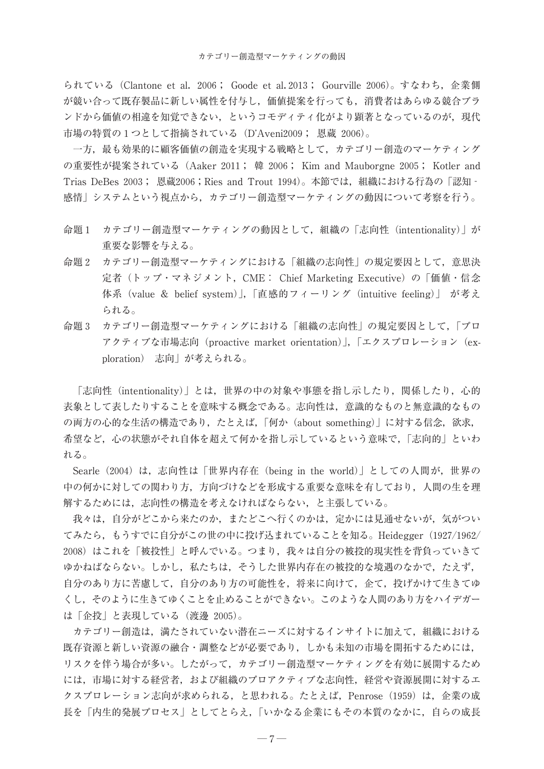られている（Clantone et al. 2006； Goode et al. 2013； Gourville 2006）。すなわち，企業側が競い合って既存製品に新しい属性を付与し，価値提案を行っても，消費者はあらゆる競合ブランドから価値の相違を知覚できない，というコモディティ化がより顕著となっているのが，現代市場の特質の１つとして指摘されている（D'Aveni2009； 恩蔵 2006）。

一方，最も効果的に顧客価値の創造を実現する戦略として，カテゴリー創造のマーケティングの重要性が提案されている（Aaker 2011； 韓 2006； Kim and Mauborgne 2005； Kotler and Trias DeBes 2003； 恩蔵2006；Ries and Trout 1994）。本節では，組織における行為の「認知‐感情」システムという視点から，カテゴリー創造型マーケティングの動因について考察を行う。

命題１　カテゴリー創造型マーケティングの動因として，組織の「志向性（intentionality）」が重要な影響を与える。

命題２　カテゴリー創造型マーケティングにおける「組織の志向性」の規定要因として，意思決定者（トップ・マネジメント，CME： Chief Marketing Executive）の「価値・信念体系（value ＆ belief system）」，「直感的フィーリング（intuitive feeling）」 が考えられる。

命題３　カテゴリー創造型マーケティングにおける「組織の志向性」の規定要因として，「プロアクティブな市場志向（proactive market orientation）」，「エクスプロレーション（exploration） 志向」が考えられる。

「志向性（intentionality）」とは，世界の中の対象や事態を指し示したり，関係したり，心的表象として表したりすることを意味する概念である。志向性は，意識的なものと無意識的なものの両方の心的な生活の構造であり，たとえば，「何か（about something）」に対する信念，欲求，希望など，心の状態がそれ自体を超えて何かを指し示しているという意味で，「志向的」といわれる。

Searle（2004）は，志向性は「世界内存在（being in the world）」としての人間が，世界の中の何かに対しての関わり方，方向づけなどを形成する重要な意味を有しており，人間の生を理解するためには，志向性の構造を考えなければならない，と主張している。

我々は，自分がどこから来たのか，またどこへ行くのかは，定かには見通せないが，気がついてみたら，もうすでに自分がこの世の中に投げ込まれていることを知る。Heidegger（1927/1962/2008）はこれを「被投性」と呼んでいる。つまり，我々は自分の被投的現実性を背負っていきてゆかねばならない。しかし，私たちは，そうした世界内存在の被投的な境遇のなかで，たえず，自分のあり方に苦慮して，自分のあり方の可能性を，将来に向けて，企て，投げかけて生きてゆくし，そのように生きてゆくことを止めることができない。このような人間のあり方をハイデガーは「企投」と表現している（渡邊 2005）。

カテゴリー創造は，満たされていない潜在ニーズに対するインサイトに加えて，組織における既存資源と新しい資源の融合・調整などが必要であり，しかも未知の市場を開拓するためには，リスクを伴う場合が多い。したがって，カテゴリー創造型マーケティングを有効に展開するためには，市場に対する経営者，および組織のプロアクティブな志向性，経営や資源展開に対するエクスプロレーション志向が求められる，と思われる。たとえば，Penrose（1959）は，企業の成長を「内生的発展プロセス」としてとらえ，「いかなる企業にもその本質のなかに，自らの成長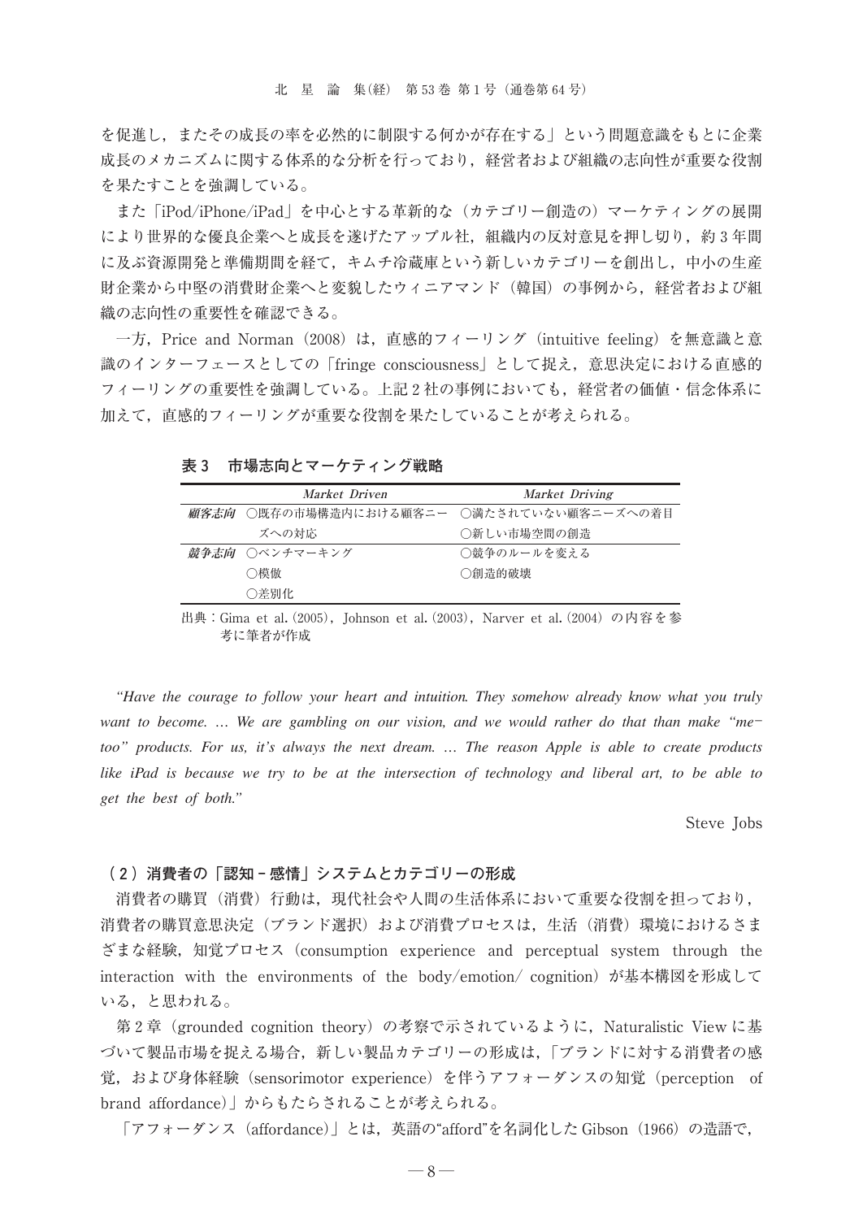を促進し，またその成長の率を必然的に制限する何かが存在する」という問題意識をもとに企業成長のメカニズムに関する体系的な分析を行っており，経営者および組織の志向性が重要な役割を果たすことを強調している。

また「iPod/iPhone/iPad」を中心とする革新的な（カテゴリー創造の）マーケティングの展開により世界的な優良企業へと成長を遂げたアップル社，組織内の反対意見を押し切り，約3年間に及ぶ資源開発と準備期間を経て，キムチ冷蔵庫という新しいカテゴリーを創出し，中小の生産財企業から中堅の消費財企業へと変貌したウィニアマンド（韓国）の事例から，経営者および組織の志向性の重要性を確認できる。

一方，Price and Norman（2008）は，直感的フィーリング（intuitive feeling）を無意識と意識のインターフェースとしての「fringe consciousness」として捉え，意思決定における直感的フィーリングの重要性を強調している。上記2社の事例においても，経営者の価値・信念体系に加えて，直感的フィーリングが重要な役割を果たしていることが考えられる。

**表3　市場志向とマーケティング戦略**

| | *Market Driven* | *Market Driving* |
|---|---|---|
| ***顧客志向*** | ○既存の市場構造内における顧客ニーズへの対応 | ○満たされていない顧客ニーズへの着目<br>○新しい市場空間の創造 |
| ***競争志向*** | ○ベンチマーキング<br>○模倣<br>○差別化 | ○競争のルールを変える<br>○創造的破壊 |

出典：Gima et al.（2005），Johnson et al.（2003），Narver et al.（2004）の内容を参考に筆者が作成

*"Have the courage to follow your heart and intuition. They somehow already know what you truly want to become. … We are gambling on our vision, and we would rather do that than make "me-too" products. For us, it's always the next dream. … The reason Apple is able to create products like iPad is because we try to be at the intersection of technology and liberal art, to be able to get the best of both."*

Steve Jobs

### （2）消費者の「認知－感情」システムとカテゴリーの形成

消費者の購買（消費）行動は，現代社会や人間の生活体系において重要な役割を担っており，消費者の購買意思決定（ブランド選択）および消費プロセスは，生活（消費）環境におけるさまざまな経験，知覚プロセス（consumption experience and perceptual system through the interaction with the environments of the body/emotion/ cognition）が基本構図を形成している，と思われる。

第2章（grounded cognition theory）の考察で示されているように，Naturalistic View に基づいて製品市場を捉える場合，新しい製品カテゴリーの形成は，「ブランドに対する消費者の感覚，および身体経験（sensorimotor experience）を伴うアフォーダンスの知覚（perception of brand affordance）」からもたらされることが考えられる。

「アフォーダンス（affordance）」とは，英語の"afford"を名詞化した Gibson（1966）の造語で，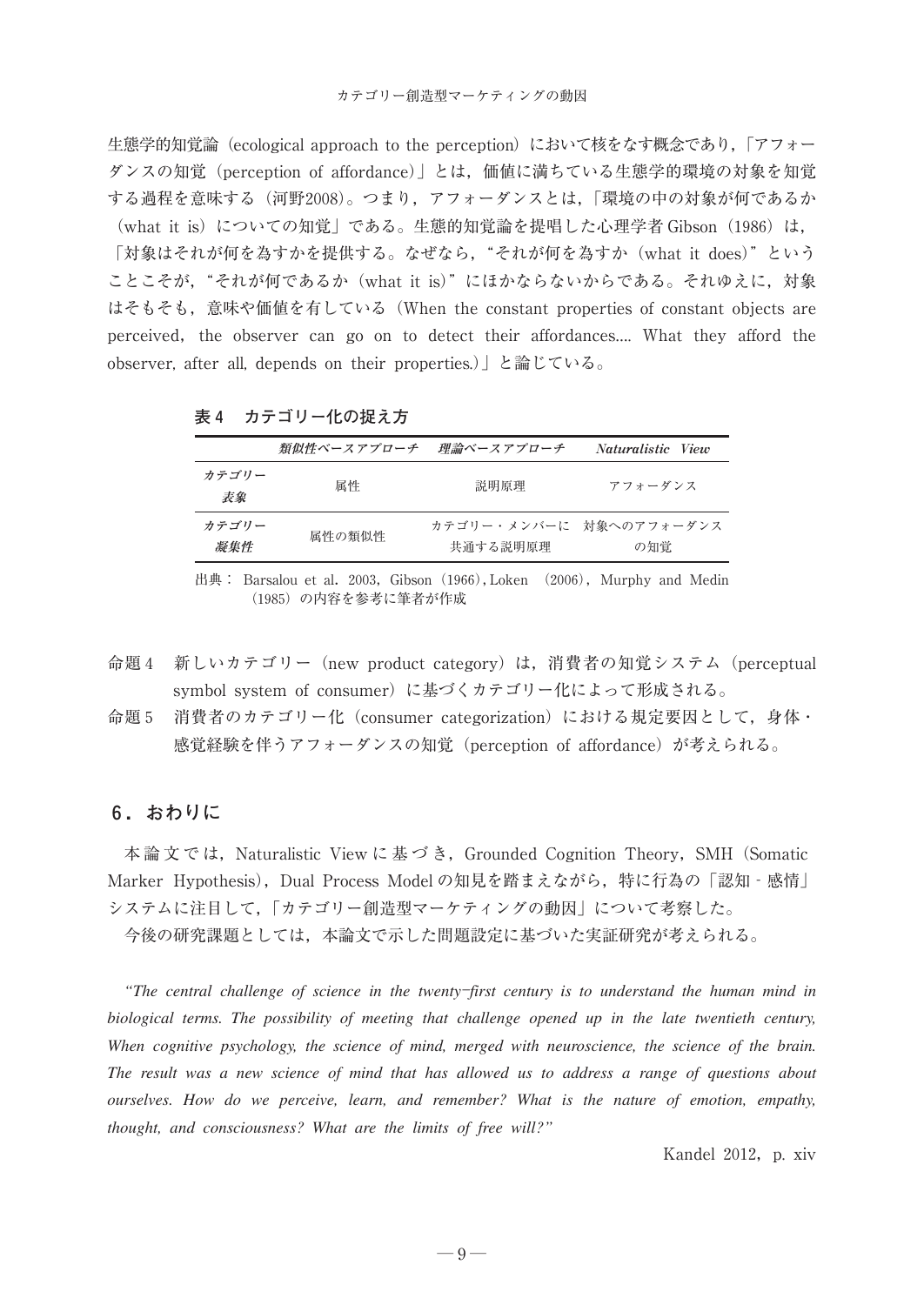生態学的知覚論（ecological approach to the perception）において核をなす概念であり，「アフォーダンスの知覚（perception of affordance）」とは，価値に満ちている生態学的環境の対象を知覚する過程を意味する（河野2008）。つまり，アフォーダンスとは，「環境の中の対象が何であるか（what it is）についての知覚」である。生態的知覚論を提唱した心理学者 Gibson（1986）は，「対象はそれが何を為すかを提供する。なぜなら，“それが何を為すか（what it does）”ということこそが，“それが何であるか（what it is）”にほかならないからである。それゆえに，対象はそもそも，意味や価値を有している（When the constant properties of constant objects are perceived, the observer can go on to detect their affordances.... What they afford the observer, after all, depends on their properties.）」と論じている。

**表4　カテゴリー化の捉え方**

| | *類似性ベースアプローチ* | *理論ベースアプローチ* | *Naturalistic View* |
|---|---|---|---|
| *カテゴリー表象* | 属性 | 説明原理 | アフォーダンス |
| *カテゴリー凝集性* | 属性の類似性 | カテゴリー・メンバーに共通する説明原理 | 対象へのアフォーダンスの知覚 |

出典：Barsalou et al. 2003, Gibson（1966）, Loken（2006）, Murphy and Medin（1985）の内容を参考に筆者が作成

命題4　新しいカテゴリー（new product category）は，消費者の知覚システム（perceptual symbol system of consumer）に基づくカテゴリー化によって形成される。

命題5　消費者のカテゴリー化（consumer categorization）における規定要因として，身体・感覚経験を伴うアフォーダンスの知覚（perception of affordance）が考えられる。

## 6．おわりに

本論文では，Naturalistic View に基づき，Grounded Cognition Theory，SMH（Somatic Marker Hypothesis），Dual Process Model の知見を踏まえながら，特に行為の「認知 - 感情」システムに注目して，「カテゴリー創造型マーケティングの動因」について考察した。

今後の研究課題としては，本論文で示した問題設定に基づいた実証研究が考えられる。

***“The central challenge of science in the twenty-first century is to understand the human mind in biological terms. The possibility of meeting that challenge opened up in the late twentieth century, When cognitive psychology, the science of mind, merged with neuroscience, the science of the brain. The result was a new science of mind that has allowed us to address a range of questions about ourselves. How do we perceive, learn, and remember? What is the nature of emotion, empathy, thought, and consciousness? What are the limits of free will?”***

Kandel 2012, p. xiv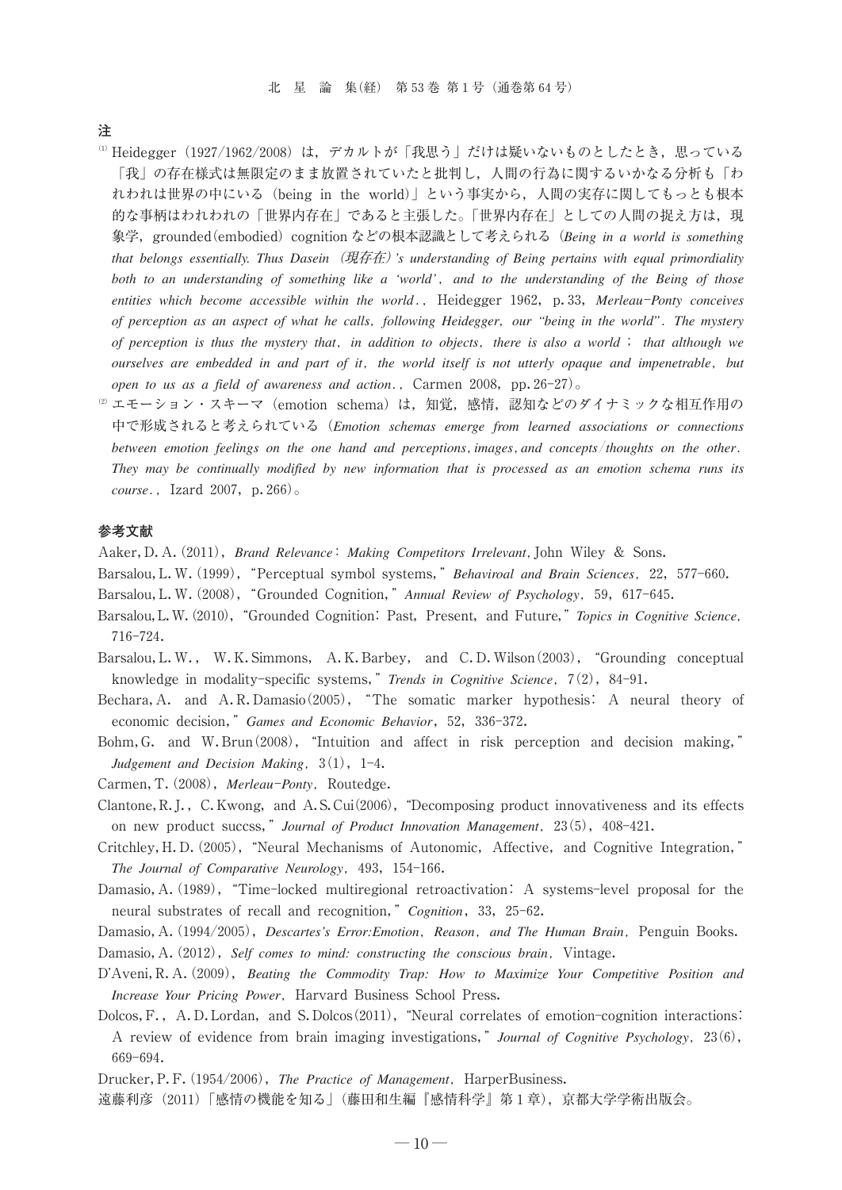## 注

(1) Heidegger（1927/1962/2008）は，デカルトが「我思う」だけは疑いないものとしたとき，思っている「我」の存在様式は無限定のまま放置されていたと批判し，人間の行為に関するいかなる分析も「われわれは世界の中にいる（being in the world）」という事実から，人間の実存に関してもっとも根本的な事柄はわれわれの「世界内存在」であると主張した。「世界内存在」としての人間の捉え方は，現象学，grounded(embodied) cognition などの根本認識として考えられる（*Being in a world is something that belongs essentially. Thus Dasein（現存在）'s understanding of Being pertains with equal primordiality both to an understanding of something like a 'world', and to the understanding of the Being of those entities which become accessible within the world.*, Heidegger 1962, p.33, *Merleau-Ponty conceives of perception as an aspect of what he calls, following Heidegger, our "being in the world". The mystery of perception is thus the mystery that, in addition to objects, there is also a world ; that although we ourselves are embedded in and part of it, the world itself is not utterly opaque and impenetrable, but open to us as a field of awareness and action.*, Carmen 2008, pp.26-27)。

(2) エモーション・スキーマ（emotion schema）は，知覚，感情，認知などのダイナミックな相互作用の中で形成されると考えられている（*Emotion schemas emerge from learned associations or connections between emotion feelings on the one hand and perceptions, images, and concepts/thoughts on the other. They may be continually modified by new information that is processed as an emotion schema runs its course.*, Izard 2007, p.266)。

## 参考文献

Aaker, D. A. (2011), *Brand Relevance: Making Competitors Irrelevant*, John Wiley & Sons.

Barsalou, L. W. (1999), "Perceptual symbol systems," *Behaviroal and Brain Sciences*, 22, 577-660.

Barsalou, L. W. (2008), "Grounded Cognition," *Annual Review of Psychology*, 59, 617-645.

Barsalou, L. W. (2010), "Grounded Cognition: Past, Present, and Future," *Topics in Cognitive Science*, 716-724.

Barsalou, L. W., W. K. Simmons, A. K. Barbey, and C. D. Wilson (2003), "Grounding conceptual knowledge in modality-specific systems," *Trends in Cognitive Science*, 7(2), 84-91.

Bechara, A. and A. R. Damasio (2005), "The somatic marker hypothesis: A neural theory of economic decision," *Games and Economic Behavior*, 52, 336-372.

Bohm, G. and W. Brun (2008), "Intuition and affect in risk perception and decision making," *Judgement and Decision Making*, 3(1), 1-4.

Carmen, T. (2008), *Merleau-Ponty*, Routedge.

Clantone, R. J., C. Kwong, and A. S. Cui (2006), "Decomposing product innovativeness and its effects on new product succss," *Journal of Product Innovation Management*, 23(5), 408-421.

Critchley, H. D. (2005), "Neural Mechanisms of Autonomic, Affective, and Cognitive Integration," *The Journal of Comparative Neurology*, 493, 154-166.

Damasio, A. (1989), "Time-locked multiregional retroactivation: A systems-level proposal for the neural substrates of recall and recognition," *Cognition*, 33, 25-62.

Damasio, A. (1994/2005), *Descartes's Error: Emotion, Reason, and The Human Brain*, Penguin Books.

Damasio, A. (2012), *Self comes to mind: constructing the conscious brain*, Vintage.

D'Aveni, R. A. (2009), *Beating the Commodity Trap: How to Maximize Your Competitive Position and Increase Your Pricing Power*, Harvard Business School Press.

Dolcos, F., A. D. Lordan, and S. Dolcos (2011), "Neural correlates of emotion-cognition interactions: A review of evidence from brain imaging investigations," *Journal of Cognitive Psychology*, 23(6), 669-694.

Drucker, P. F. (1954/2006), *The Practice of Management*, HarperBusiness.

遠藤利彦（2011）「感情の機能を知る」（藤田和生編『感情科学』第1章），京都大学学術出版会。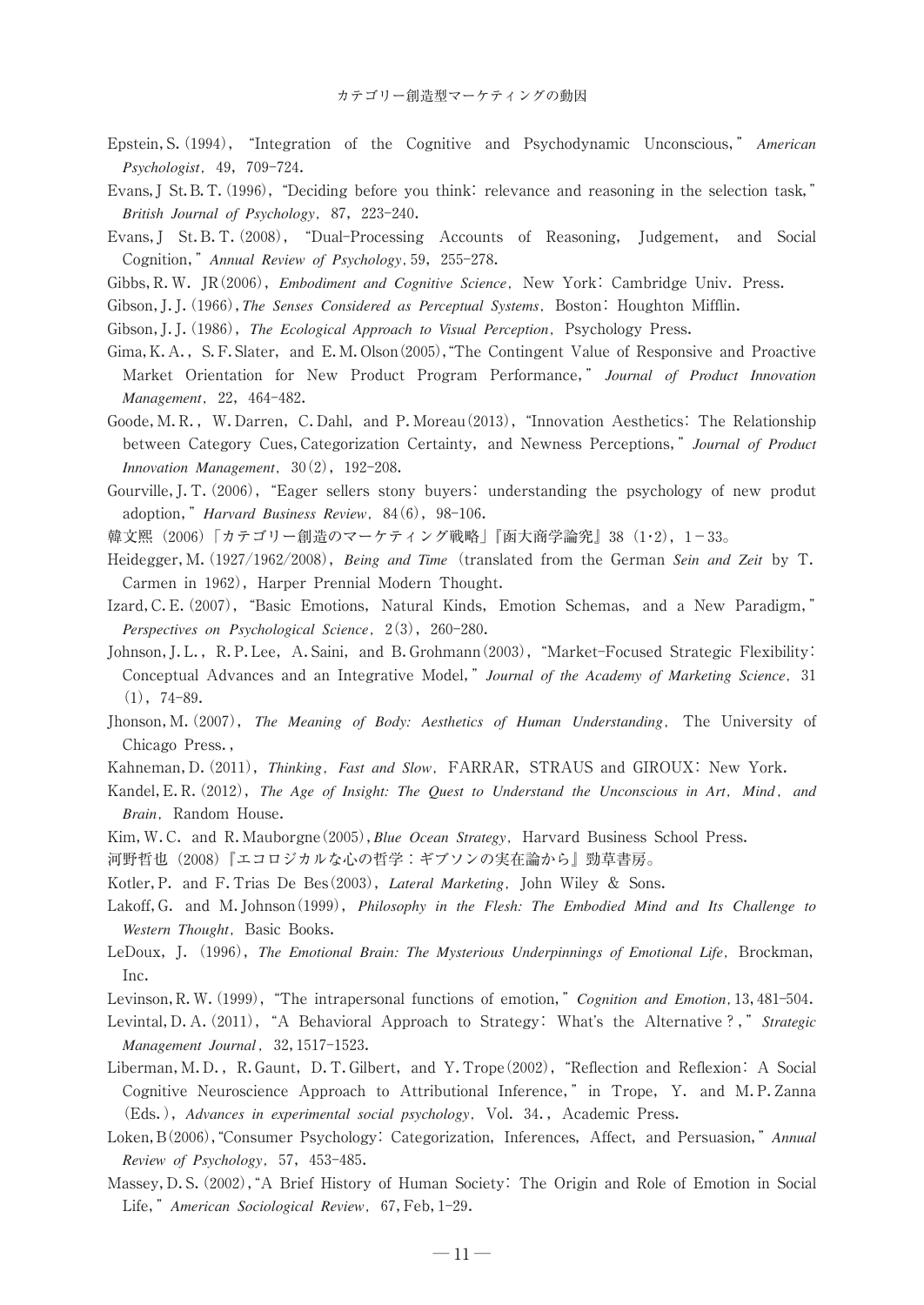Epstein, S. (1994), "Integration of the Cognitive and Psychodynamic Unconscious," *American Psychologist*, 49, 709-724.

Evans, J St. B. T. (1996), "Deciding before you think: relevance and reasoning in the selection task," *British Journal of Psychology*, 87, 223-240.

Evans, J St. B. T. (2008), "Dual-Processing Accounts of Reasoning, Judgement, and Social Cognition," *Annual Review of Psychology*, 59, 255-278.

Gibbs, R. W. JR (2006), *Embodiment and Cognitive Science*, New York: Cambridge Univ. Press.

Gibson, J. J. (1966), *The Senses Considered as Perceptual Systems*, Boston: Houghton Mifflin.

Gibson, J. J. (1986), *The Ecological Approach to Visual Perception*, Psychology Press.

Gima, K. A., S. F. Slater, and E. M. Olson (2005), "The Contingent Value of Responsive and Proactive Market Orientation for New Product Program Performance," *Journal of Product Innovation Management*, 22, 464-482.

Goode, M. R., W. Darren, C. Dahl, and P. Moreau (2013), "Innovation Aesthetics: The Relationship between Category Cues, Categorization Certainty, and Newness Perceptions," *Journal of Product Innovation Management*, 30(2), 192-208.

Gourville, J. T. (2006), "Eager sellers stony buyers: understanding the psychology of new produt adoption," *Harvard Business Review*, 84(6), 98-106.

韓文熙（2006）「カテゴリー創造のマーケティング戦略」『函大商学論究』38（1・2），1－33。

Heidegger, M. (1927/1962/2008), *Being and Time* (translated from the German *Sein and Zeit* by T. Carmen in 1962), Harper Prennial Modern Thought.

Izard, C. E. (2007), "Basic Emotions, Natural Kinds, Emotion Schemas, and a New Paradigm," *Perspectives on Psychological Science*, 2(3), 260-280.

Johnson, J. L., R. P. Lee, A. Saini, and B. Grohmann (2003), "Market-Focused Strategic Flexibility: Conceptual Advances and an Integrative Model," *Journal of the Academy of Marketing Science*, 31 (1), 74-89.

Jhonson, M. (2007), *The Meaning of Body: Aesthetics of Human Understanding*, The University of Chicago Press.,

Kahneman, D. (2011), *Thinking, Fast and Slow*, FARRAR, STRAUS and GIROUX: New York.

Kandel, E. R. (2012), *The Age of Insight: The Quest to Understand the Unconscious in Art, Mind, and Brain*, Random House.

Kim, W. C. and R. Mauborgne (2005), *Blue Ocean Strategy*, Harvard Business School Press.

河野哲也（2008）『エコロジカルな心の哲学：ギブソンの実在論から』勁草書房。

Kotler, P. and F. Trias De Bes (2003), *Lateral Marketing*, John Wiley & Sons.

Lakoff, G. and M. Johnson (1999), *Philosophy in the Flesh: The Embodied Mind and Its Challenge to Western Thought*, Basic Books.

LeDoux, J. (1996), *The Emotional Brain: The Mysterious Underpinnings of Emotional Life*, Brockman, Inc.

Levinson, R. W. (1999), "The intrapersonal functions of emotion," *Cognition and Emotion*, 13, 481-504.

Levintal, D. A. (2011), "A Behavioral Approach to Strategy: What's the Alternative?," *Strategic Management Journal*, 32, 1517-1523.

Liberman, M. D., R. Gaunt, D. T. Gilbert, and Y. Trope (2002), "Reflection and Reflexion: A Social Cognitive Neuroscience Approach to Attributional Inference," in Trope, Y. and M. P. Zanna (Eds.), *Advances in experimental social psychology*, Vol. 34., Academic Press.

Loken, B (2006), "Consumer Psychology: Categorization, Inferences, Affect, and Persuasion," *Annual Review of Psychology*, 57, 453-485.

Massey, D. S. (2002), "A Brief History of Human Society: The Origin and Role of Emotion in Social Life," *American Sociological Review*, 67, Feb, 1-29.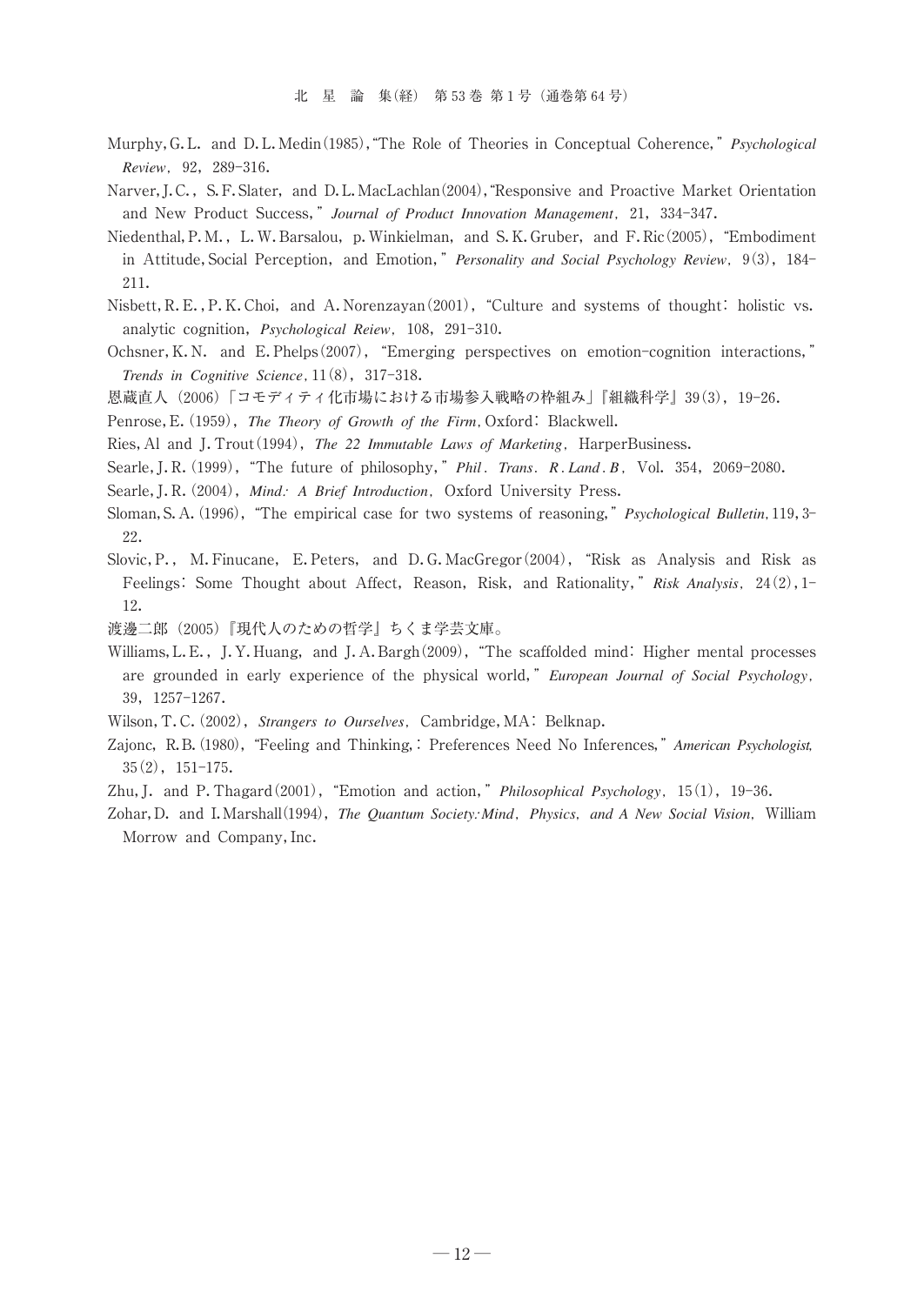Murphy, G. L. and D. L. Medin(1985), "The Role of Theories in Conceptual Coherence," *Psychological Review*, 92, 289-316.

Narver, J. C., S. F. Slater, and D. L. MacLachlan(2004), "Responsive and Proactive Market Orientation and New Product Success," *Journal of Product Innovation Management*, 21, 334-347.

Niedenthal, P. M., L. W. Barsalou, p. Winkielman, and S. K. Gruber, and F. Ric(2005), "Embodiment in Attitude, Social Perception, and Emotion," *Personality and Social Psychology Review*, 9(3), 184-211.

Nisbett, R. E., P. K. Choi, and A. Norenzayan(2001), "Culture and systems of thought: holistic vs. analytic cognition, *Psychological Reiew*, 108, 291-310.

Ochsner, K. N. and E. Phelps(2007), "Emerging perspectives on emotion-cognition interactions," *Trends in Cognitive Science*, 11(8), 317-318.

恩蔵直人（2006）「コモディティ化市場における市場参入戦略の枠組み」『組織科学』39(3), 19-26.

Penrose, E. (1959), *The Theory of Growth of the Firm*, Oxford: Blackwell.

Ries, Al and J. Trout(1994), *The 22 Immutable Laws of Marketing*, HarperBusiness.

Searle, J. R. (1999), "The future of philosophy," *Phil. Trans. R. Land. B*, Vol. 354, 2069-2080.

Searle, J. R. (2004), *Mind: A Brief Introduction*, Oxford University Press.

Sloman, S. A. (1996), "The empirical case for two systems of reasoning," *Psychological Bulletin*, 119, 3-22.

Slovic, P., M. Finucane, E. Peters, and D. G. MacGregor(2004), "Risk as Analysis and Risk as Feelings: Some Thought about Affect, Reason, Risk, and Rationality," *Risk Analysis*, 24(2), 1-12.

渡邊二郎（2005）『現代人のための哲学』ちくま学芸文庫。

Williams, L. E., J. Y. Huang, and J. A. Bargh(2009), "The scaffolded mind: Higher mental processes are grounded in early experience of the physical world," *European Journal of Social Psychology*, 39, 1257-1267.

Wilson, T. C. (2002), *Strangers to Ourselves*, Cambridge, MA: Belknap.

Zajonc, R. B. (1980), "Feeling and Thinking,: Preferences Need No Inferences," *American Psychologist*, 35(2), 151-175.

Zhu, J. and P. Thagard(2001), "Emotion and action," *Philosophical Psychology*, 15(1), 19-36.

Zohar, D. and I. Marshall(1994), *The Quantum Society: Mind, Physics, and A New Social Vision*, William Morrow and Company, Inc.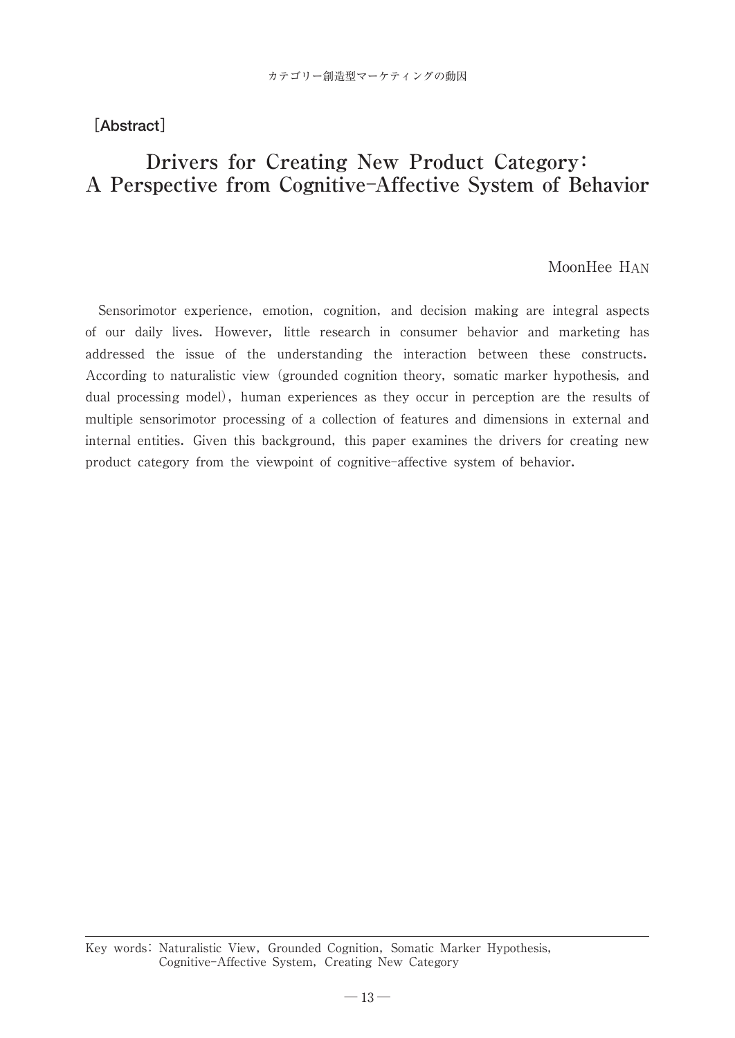［Abstract］

# Drivers for Creating New Product Category: A Perspective from Cognitive-Affective System of Behavior

MoonHee HAN

Sensorimotor experience, emotion, cognition, and decision making are integral aspects of our daily lives. However, little research in consumer behavior and marketing has addressed the issue of the understanding the interaction between these constructs. According to naturalistic view (grounded cognition theory, somatic marker hypothesis, and dual processing model), human experiences as they occur in perception are the results of multiple sensorimotor processing of a collection of features and dimensions in external and internal entities. Given this background, this paper examines the drivers for creating new product category from the viewpoint of cognitive-affective system of behavior.

Key words: Naturalistic View, Grounded Cognition, Somatic Marker Hypothesis, Cognitive-Affective System, Creating New Category